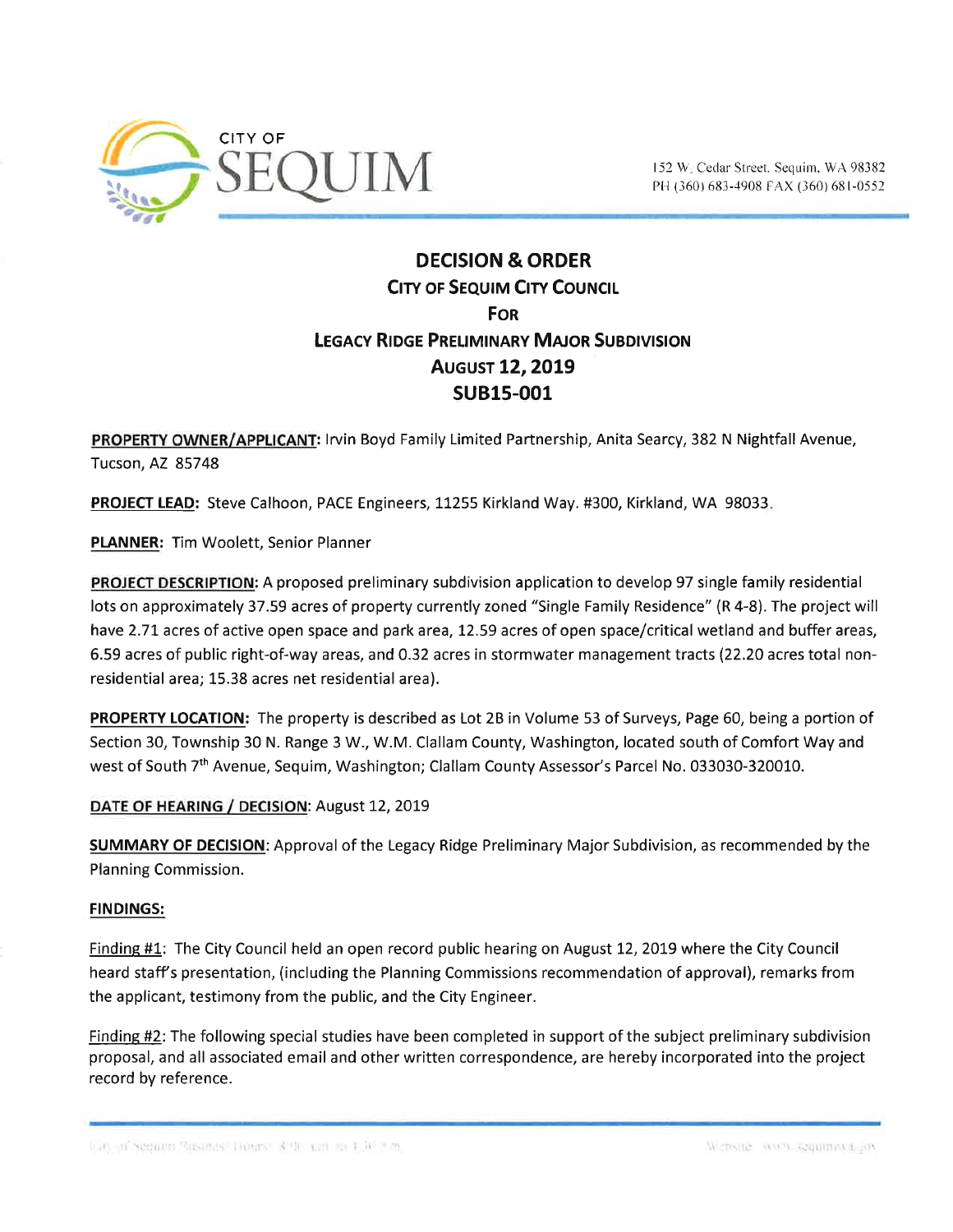CITY OF SEQUIM

152 W. Cedar Street, Sequim, WA 98382
PH (360) 683-4908 FAX (360) 681-0552

# DECISION & ORDER
## CITY OF SEQUIM CITY COUNCIL
## FOR
## LEGACY RIDGE PRELIMINARY MAJOR SUBDIVISION
## AUGUST 12, 2019
## SUB15-001

**PROPERTY OWNER/APPLICANT:** Irvin Boyd Family Limited Partnership, Anita Searcy, 382 N Nightfall Avenue, Tucson, AZ 85748

**PROJECT LEAD:** Steve Calhoon, PACE Engineers, 11255 Kirkland Way. #300, Kirkland, WA 98033.

**PLANNER:** Tim Woolett, Senior Planner

**PROJECT DESCRIPTION:** A proposed preliminary subdivision application to develop 97 single family residential lots on approximately 37.59 acres of property currently zoned "Single Family Residence" (R 4-8). The project will have 2.71 acres of active open space and park area, 12.59 acres of open space/critical wetland and buffer areas, 6.59 acres of public right-of-way areas, and 0.32 acres in stormwater management tracts (22.20 acres total non-residential area; 15.38 acres net residential area).

**PROPERTY LOCATION:** The property is described as Lot 2B in Volume 53 of Surveys, Page 60, being a portion of Section 30, Township 30 N. Range 3 W., W.M. Clallam County, Washington, located south of Comfort Way and west of South 7th Avenue, Sequim, Washington; Clallam County Assessor's Parcel No. 033030-320010.

**DATE OF HEARING / DECISION:** August 12, 2019

**SUMMARY OF DECISION:** Approval of the Legacy Ridge Preliminary Major Subdivision, as recommended by the Planning Commission.

**FINDINGS:**

Finding #1: The City Council held an open record public hearing on August 12, 2019 where the City Council heard staff's presentation, (including the Planning Commissions recommendation of approval), remarks from the applicant, testimony from the public, and the City Engineer.

Finding #2: The following special studies have been completed in support of the subject preliminary subdivision proposal, and all associated email and other written correspondence, are hereby incorporated into the project record by reference.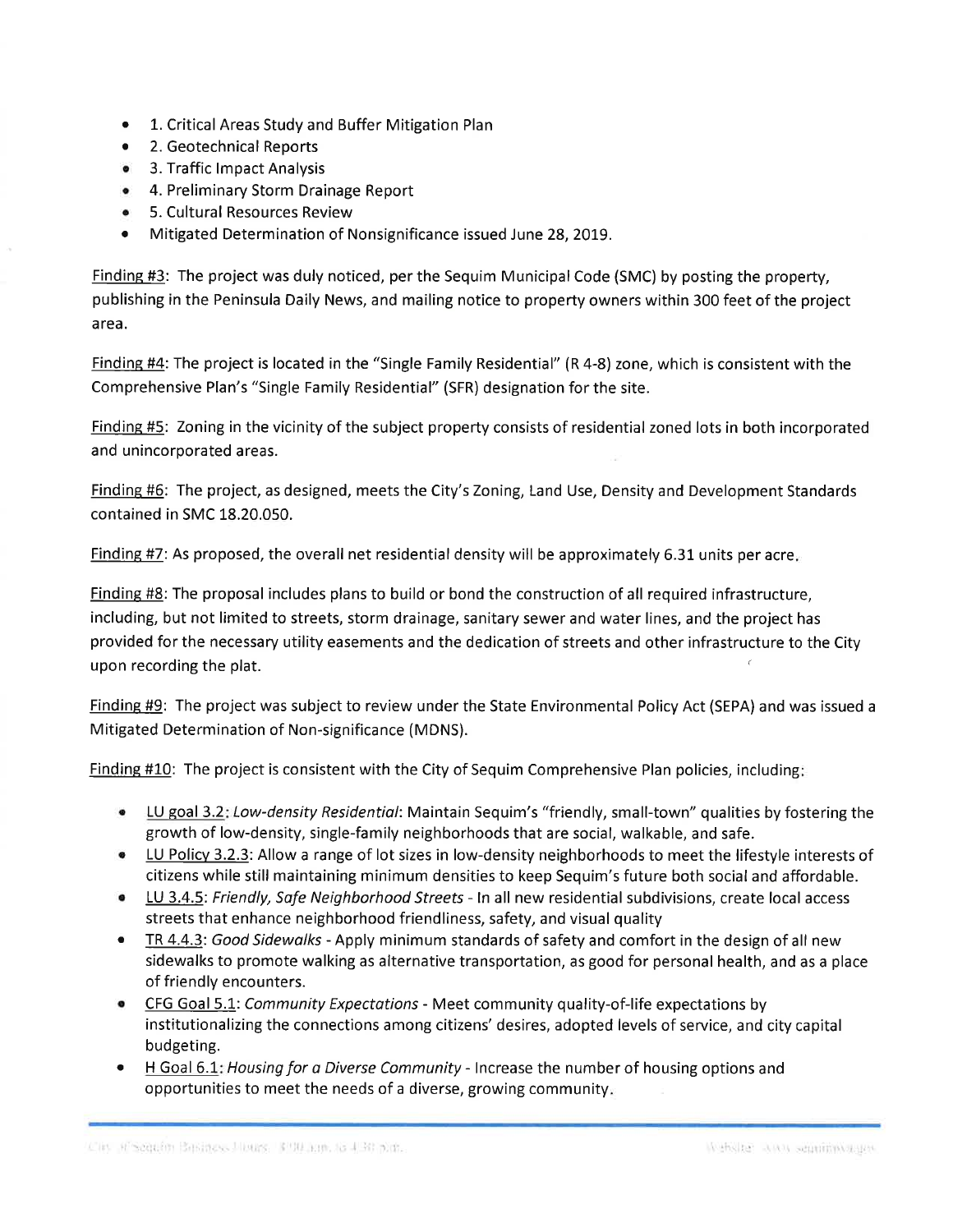- 1. Critical Areas Study and Buffer Mitigation Plan
- 2. Geotechnical Reports
- 3. Traffic Impact Analysis
- 4. Preliminary Storm Drainage Report
- 5. Cultural Resources Review
- Mitigated Determination of Nonsignificance issued June 28, 2019.

Finding #3: The project was duly noticed, per the Sequim Municipal Code (SMC) by posting the property, publishing in the Peninsula Daily News, and mailing notice to property owners within 300 feet of the project area.

Finding #4: The project is located in the "Single Family Residential" (R 4-8) zone, which is consistent with the Comprehensive Plan's "Single Family Residential" (SFR) designation for the site.

Finding #5: Zoning in the vicinity of the subject property consists of residential zoned lots in both incorporated and unincorporated areas.

Finding #6: The project, as designed, meets the City's Zoning, Land Use, Density and Development Standards contained in SMC 18.20.050.

Finding #7: As proposed, the overall net residential density will be approximately 6.31 units per acre.

Finding #8: The proposal includes plans to build or bond the construction of all required infrastructure, including, but not limited to streets, storm drainage, sanitary sewer and water lines, and the project has provided for the necessary utility easements and the dedication of streets and other infrastructure to the City upon recording the plat.

Finding #9: The project was subject to review under the State Environmental Policy Act (SEPA) and was issued a Mitigated Determination of Non-significance (MDNS).

Finding #10: The project is consistent with the City of Sequim Comprehensive Plan policies, including:

- LU goal 3.2: *Low-density Residential*: Maintain Sequim's "friendly, small-town" qualities by fostering the growth of low-density, single-family neighborhoods that are social, walkable, and safe.
- LU Policy 3.2.3: Allow a range of lot sizes in low-density neighborhoods to meet the lifestyle interests of citizens while still maintaining minimum densities to keep Sequim's future both social and affordable.
- LU 3.4.5: *Friendly, Safe Neighborhood Streets* - In all new residential subdivisions, create local access streets that enhance neighborhood friendliness, safety, and visual quality
- TR 4.4.3: *Good Sidewalks* - Apply minimum standards of safety and comfort in the design of all new sidewalks to promote walking as alternative transportation, as good for personal health, and as a place of friendly encounters.
- CFG Goal 5.1: *Community Expectations* - Meet community quality-of-life expectations by institutionalizing the connections among citizens' desires, adopted levels of service, and city capital budgeting.
- H Goal 6.1: *Housing for a Diverse Community* - Increase the number of housing options and opportunities to meet the needs of a diverse, growing community.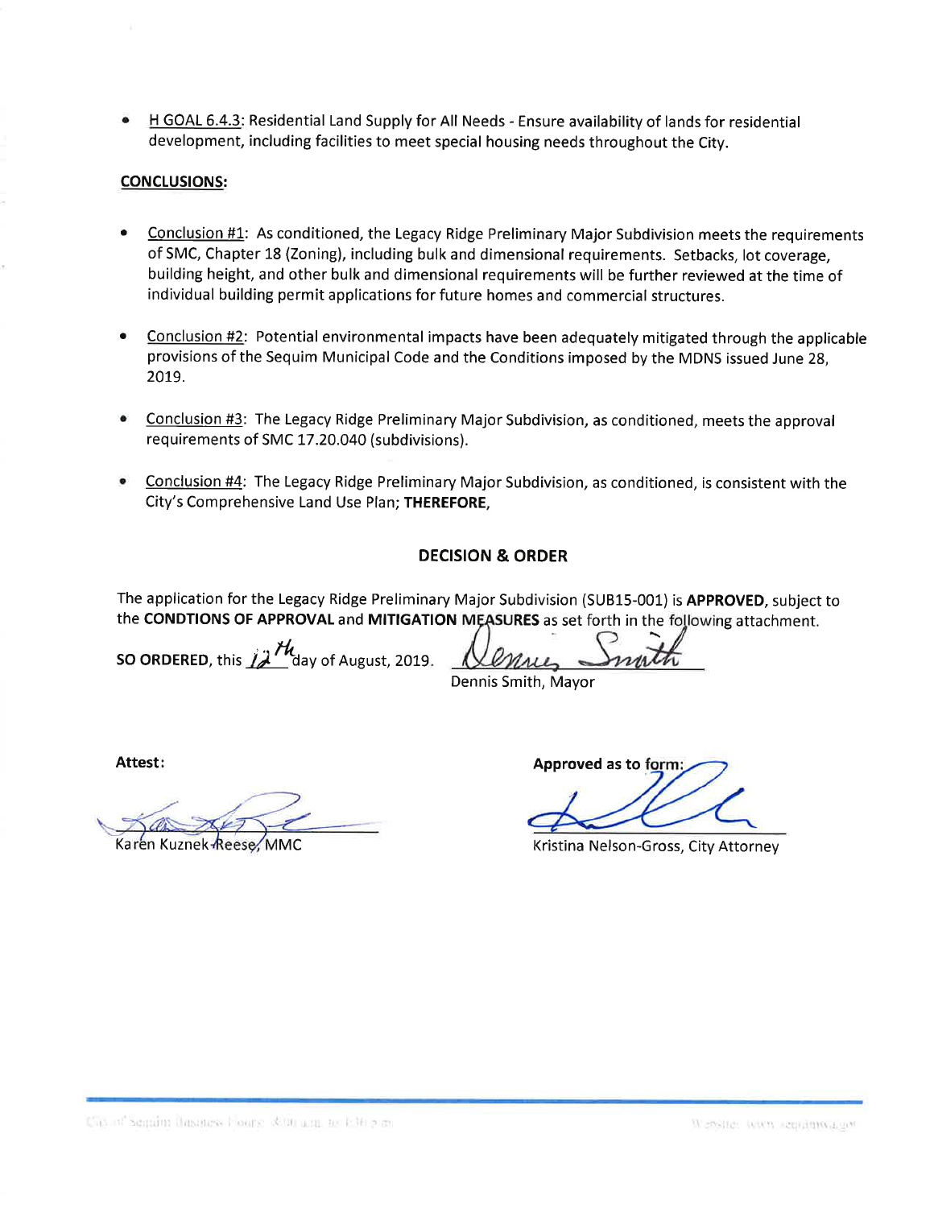- H GOAL 6.4.3: Residential Land Supply for All Needs - Ensure availability of lands for residential development, including facilities to meet special housing needs throughout the City.

**CONCLUSIONS:**

- Conclusion #1: As conditioned, the Legacy Ridge Preliminary Major Subdivision meets the requirements of SMC, Chapter 18 (Zoning), including bulk and dimensional requirements. Setbacks, lot coverage, building height, and other bulk and dimensional requirements will be further reviewed at the time of individual building permit applications for future homes and commercial structures.

- Conclusion #2: Potential environmental impacts have been adequately mitigated through the applicable provisions of the Sequim Municipal Code and the Conditions imposed by the MDNS issued June 28, 2019.

- Conclusion #3: The Legacy Ridge Preliminary Major Subdivision, as conditioned, meets the approval requirements of SMC 17.20.040 (subdivisions).

- Conclusion #4: The Legacy Ridge Preliminary Major Subdivision, as conditioned, is consistent with the City's Comprehensive Land Use Plan; **THEREFORE,**

## DECISION & ORDER

The application for the Legacy Ridge Preliminary Major Subdivision (SUB15-001) is **APPROVED**, subject to the **CONDTIONS OF APPROVAL** and **MITIGATION MEASURES** as set forth in the following attachment.

**SO ORDERED**, this 12th day of August, 2019.

Dennis Smith, Mayor

**Attest:**

Karen Kuznek-Reese, MMC

**Approved as to form:**

Kristina Nelson-Gross, City Attorney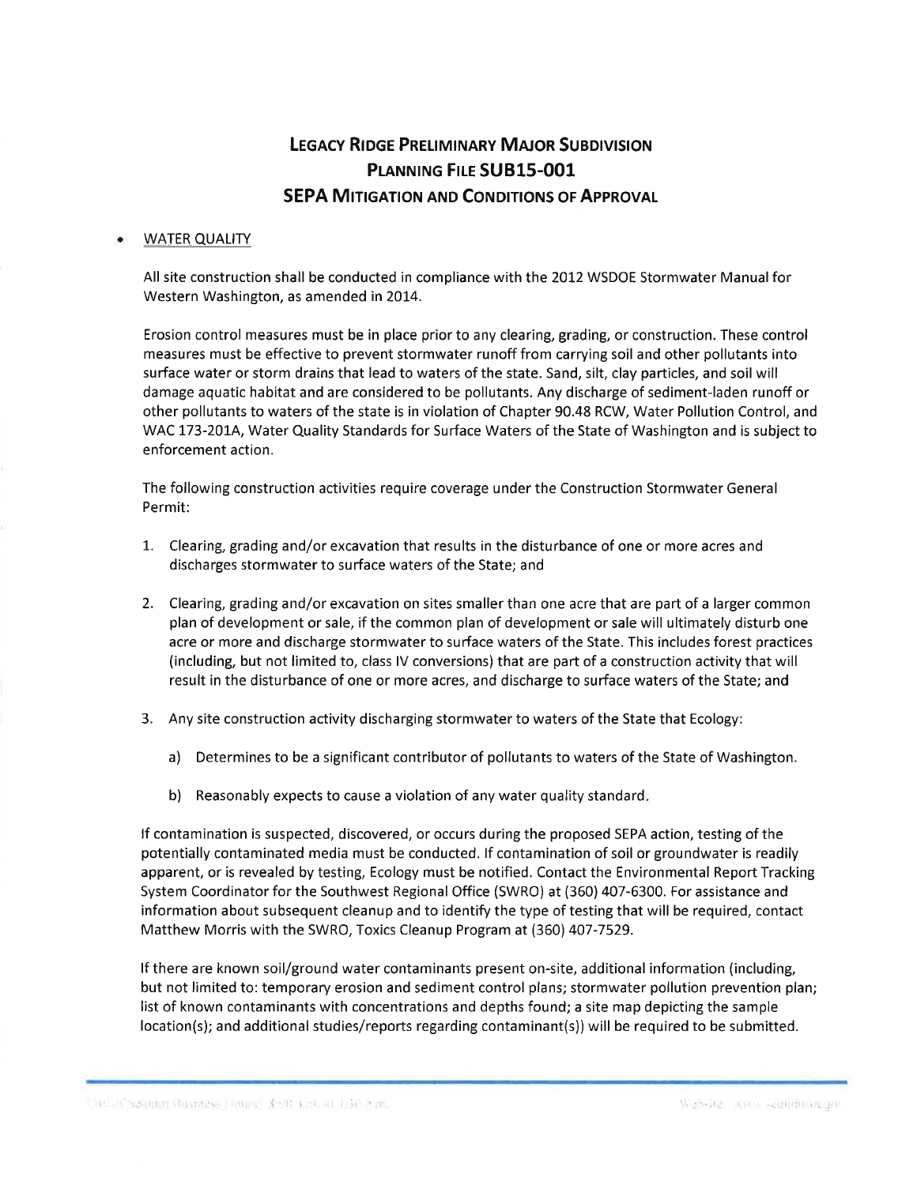# Legacy Ridge Preliminary Major Subdivision
# Planning File SUB15-001
# SEPA Mitigation and Conditions of Approval

- WATER QUALITY

All site construction shall be conducted in compliance with the 2012 WSDOE Stormwater Manual for Western Washington, as amended in 2014.

Erosion control measures must be in place prior to any clearing, grading, or construction. These control measures must be effective to prevent stormwater runoff from carrying soil and other pollutants into surface water or storm drains that lead to waters of the state. Sand, silt, clay particles, and soil will damage aquatic habitat and are considered to be pollutants. Any discharge of sediment-laden runoff or other pollutants to waters of the state is in violation of Chapter 90.48 RCW, Water Pollution Control, and WAC 173-201A, Water Quality Standards for Surface Waters of the State of Washington and is subject to enforcement action.

The following construction activities require coverage under the Construction Stormwater General Permit:

1. Clearing, grading and/or excavation that results in the disturbance of one or more acres and discharges stormwater to surface waters of the State; and

2. Clearing, grading and/or excavation on sites smaller than one acre that are part of a larger common plan of development or sale, if the common plan of development or sale will ultimately disturb one acre or more and discharge stormwater to surface waters of the State. This includes forest practices (including, but not limited to, class IV conversions) that are part of a construction activity that will result in the disturbance of one or more acres, and discharge to surface waters of the State; and

3. Any site construction activity discharging stormwater to waters of the State that Ecology:

    a) Determines to be a significant contributor of pollutants to waters of the State of Washington.

    b) Reasonably expects to cause a violation of any water quality standard.

If contamination is suspected, discovered, or occurs during the proposed SEPA action, testing of the potentially contaminated media must be conducted. If contamination of soil or groundwater is readily apparent, or is revealed by testing, Ecology must be notified. Contact the Environmental Report Tracking System Coordinator for the Southwest Regional Office (SWRO) at (360) 407-6300. For assistance and information about subsequent cleanup and to identify the type of testing that will be required, contact Matthew Morris with the SWRO, Toxics Cleanup Program at (360) 407-7529.

If there are known soil/ground water contaminants present on-site, additional information (including, but not limited to: temporary erosion and sediment control plans; stormwater pollution prevention plan; list of known contaminants with concentrations and depths found; a site map depicting the sample location(s); and additional studies/reports regarding contaminant(s)) will be required to be submitted.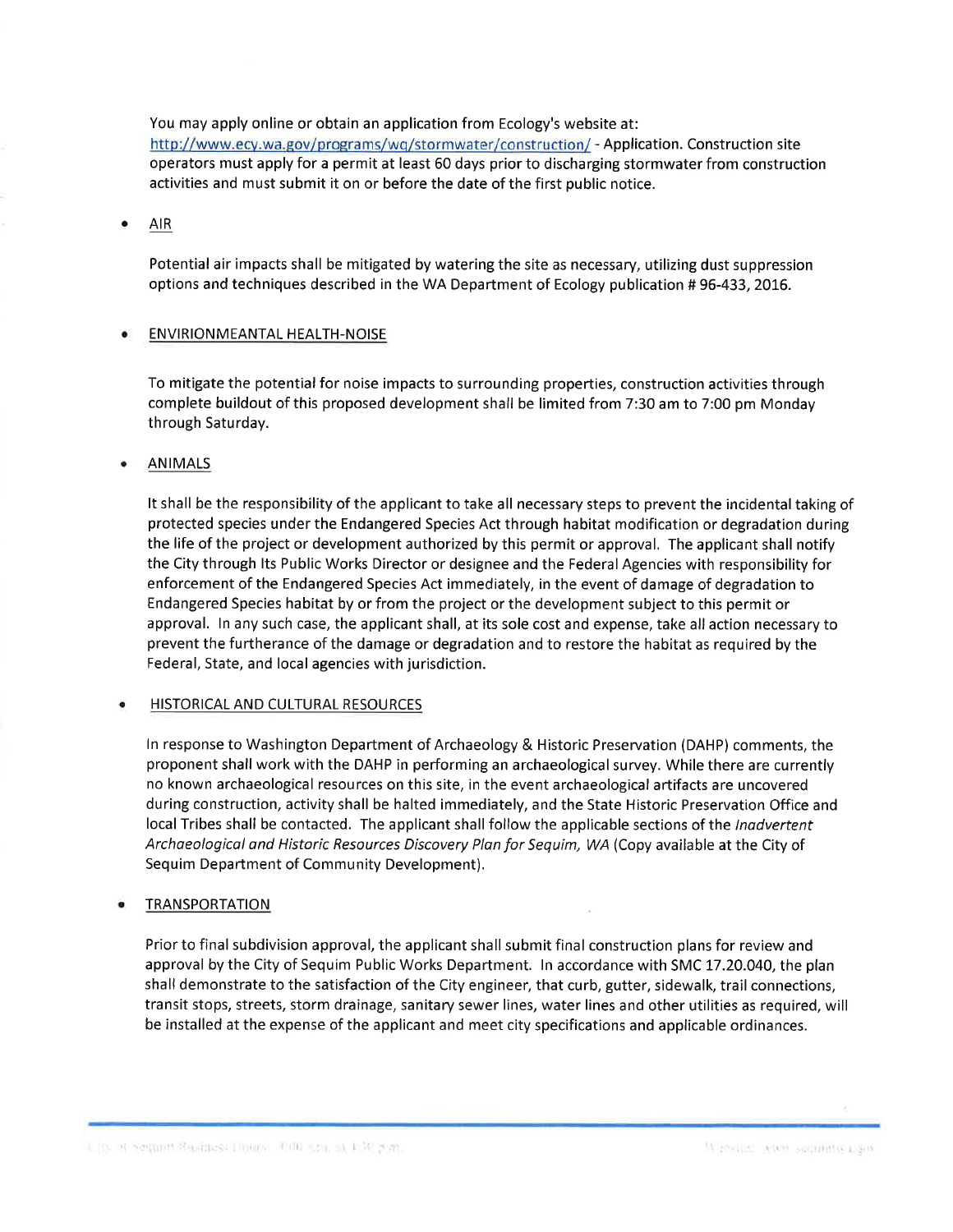You may apply online or obtain an application from Ecology's website at: http://www.ecy.wa.gov/programs/wq/stormwater/construction/ - Application. Construction site operators must apply for a permit at least 60 days prior to discharging stormwater from construction activities and must submit it on or before the date of the first public notice.

- AIR

  Potential air impacts shall be mitigated by watering the site as necessary, utilizing dust suppression options and techniques described in the WA Department of Ecology publication # 96-433, 2016.

- ENVIRIONMEANTAL HEALTH-NOISE

  To mitigate the potential for noise impacts to surrounding properties, construction activities through complete buildout of this proposed development shall be limited from 7:30 am to 7:00 pm Monday through Saturday.

- ANIMALS

  It shall be the responsibility of the applicant to take all necessary steps to prevent the incidental taking of protected species under the Endangered Species Act through habitat modification or degradation during the life of the project or development authorized by this permit or approval. The applicant shall notify the City through Its Public Works Director or designee and the Federal Agencies with responsibility for enforcement of the Endangered Species Act immediately, in the event of damage of degradation to Endangered Species habitat by or from the project or the development subject to this permit or approval. In any such case, the applicant shall, at its sole cost and expense, take all action necessary to prevent the furtherance of the damage or degradation and to restore the habitat as required by the Federal, State, and local agencies with jurisdiction.

- HISTORICAL AND CULTURAL RESOURCES

  In response to Washington Department of Archaeology & Historic Preservation (DAHP) comments, the proponent shall work with the DAHP in performing an archaeological survey. While there are currently no known archaeological resources on this site, in the event archaeological artifacts are uncovered during construction, activity shall be halted immediately, and the State Historic Preservation Office and local Tribes shall be contacted. The applicant shall follow the applicable sections of the *Inadvertent Archaeological and Historic Resources Discovery Plan for Sequim, WA* (Copy available at the City of Sequim Department of Community Development).

- TRANSPORTATION

  Prior to final subdivision approval, the applicant shall submit final construction plans for review and approval by the City of Sequim Public Works Department. In accordance with SMC 17.20.040, the plan shall demonstrate to the satisfaction of the City engineer, that curb, gutter, sidewalk, trail connections, transit stops, streets, storm drainage, sanitary sewer lines, water lines and other utilities as required, will be installed at the expense of the applicant and meet city specifications and applicable ordinances.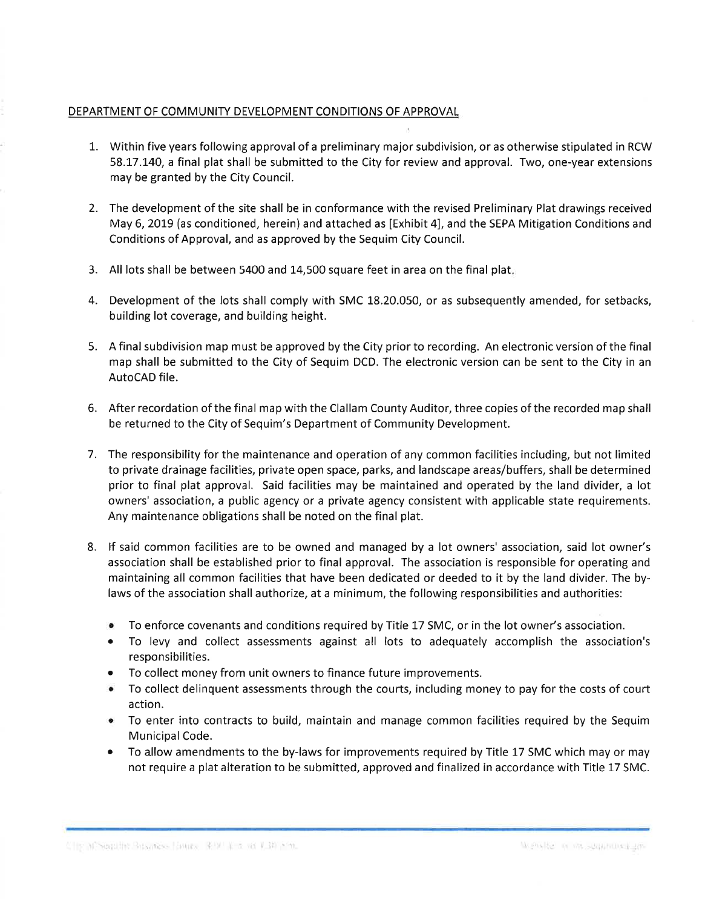## DEPARTMENT OF COMMUNITY DEVELOPMENT CONDITIONS OF APPROVAL

1. Within five years following approval of a preliminary major subdivision, or as otherwise stipulated in RCW 58.17.140, a final plat shall be submitted to the City for review and approval. Two, one-year extensions may be granted by the City Council.

2. The development of the site shall be in conformance with the revised Preliminary Plat drawings received May 6, 2019 (as conditioned, herein) and attached as [Exhibit 4], and the SEPA Mitigation Conditions and Conditions of Approval, and as approved by the Sequim City Council.

3. All lots shall be between 5400 and 14,500 square feet in area on the final plat.

4. Development of the lots shall comply with SMC 18.20.050, or as subsequently amended, for setbacks, building lot coverage, and building height.

5. A final subdivision map must be approved by the City prior to recording. An electronic version of the final map shall be submitted to the City of Sequim DCD. The electronic version can be sent to the City in an AutoCAD file.

6. After recordation of the final map with the Clallam County Auditor, three copies of the recorded map shall be returned to the City of Sequim's Department of Community Development.

7. The responsibility for the maintenance and operation of any common facilities including, but not limited to private drainage facilities, private open space, parks, and landscape areas/buffers, shall be determined prior to final plat approval. Said facilities may be maintained and operated by the land divider, a lot owners' association, a public agency or a private agency consistent with applicable state requirements. Any maintenance obligations shall be noted on the final plat.

8. If said common facilities are to be owned and managed by a lot owners' association, said lot owner's association shall be established prior to final approval. The association is responsible for operating and maintaining all common facilities that have been dedicated or deeded to it by the land divider. The by-laws of the association shall authorize, at a minimum, the following responsibilities and authorities:
   - To enforce covenants and conditions required by Title 17 SMC, or in the lot owner's association.
   - To levy and collect assessments against all lots to adequately accomplish the association's responsibilities.
   - To collect money from unit owners to finance future improvements.
   - To collect delinquent assessments through the courts, including money to pay for the costs of court action.
   - To enter into contracts to build, maintain and manage common facilities required by the Sequim Municipal Code.
   - To allow amendments to the by-laws for improvements required by Title 17 SMC which may or may not require a plat alteration to be submitted, approved and finalized in accordance with Title 17 SMC.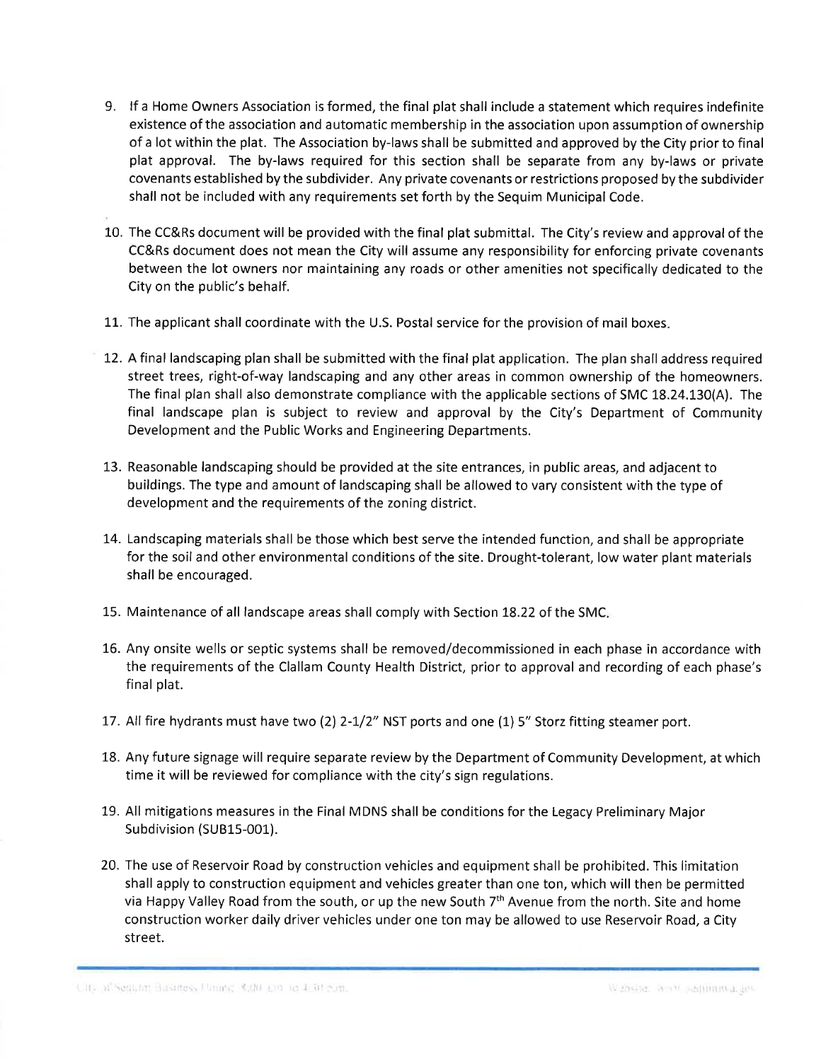9. If a Home Owners Association is formed, the final plat shall include a statement which requires indefinite existence of the association and automatic membership in the association upon assumption of ownership of a lot within the plat. The Association by-laws shall be submitted and approved by the City prior to final plat approval. The by-laws required for this section shall be separate from any by-laws or private covenants established by the subdivider. Any private covenants or restrictions proposed by the subdivider shall not be included with any requirements set forth by the Sequim Municipal Code.

10. The CC&Rs document will be provided with the final plat submittal. The City's review and approval of the CC&Rs document does not mean the City will assume any responsibility for enforcing private covenants between the lot owners nor maintaining any roads or other amenities not specifically dedicated to the City on the public's behalf.

11. The applicant shall coordinate with the U.S. Postal service for the provision of mail boxes.

12. A final landscaping plan shall be submitted with the final plat application. The plan shall address required street trees, right-of-way landscaping and any other areas in common ownership of the homeowners. The final plan shall also demonstrate compliance with the applicable sections of SMC 18.24.130(A). The final landscape plan is subject to review and approval by the City's Department of Community Development and the Public Works and Engineering Departments.

13. Reasonable landscaping should be provided at the site entrances, in public areas, and adjacent to buildings. The type and amount of landscaping shall be allowed to vary consistent with the type of development and the requirements of the zoning district.

14. Landscaping materials shall be those which best serve the intended function, and shall be appropriate for the soil and other environmental conditions of the site. Drought-tolerant, low water plant materials shall be encouraged.

15. Maintenance of all landscape areas shall comply with Section 18.22 of the SMC.

16. Any onsite wells or septic systems shall be removed/decommissioned in each phase in accordance with the requirements of the Clallam County Health District, prior to approval and recording of each phase's final plat.

17. All fire hydrants must have two (2) 2-1/2" NST ports and one (1) 5" Storz fitting steamer port.

18. Any future signage will require separate review by the Department of Community Development, at which time it will be reviewed for compliance with the city's sign regulations.

19. All mitigations measures in the Final MDNS shall be conditions for the Legacy Preliminary Major Subdivision (SUB15-001).

20. The use of Reservoir Road by construction vehicles and equipment shall be prohibited. This limitation shall apply to construction equipment and vehicles greater than one ton, which will then be permitted via Happy Valley Road from the south, or up the new South 7th Avenue from the north. Site and home construction worker daily driver vehicles under one ton may be allowed to use Reservoir Road, a City street.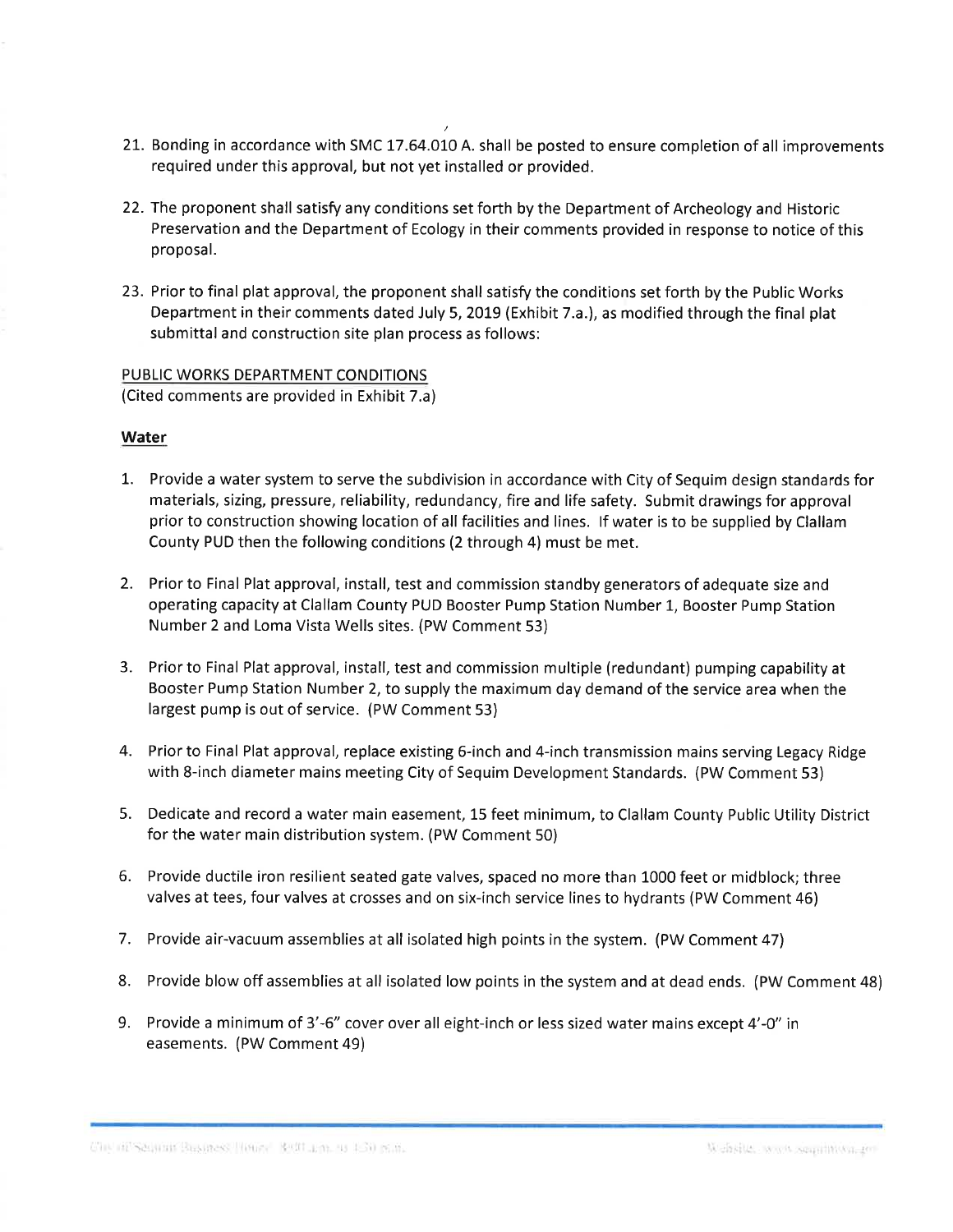21. Bonding in accordance with SMC 17.64.010 A. shall be posted to ensure completion of all improvements required under this approval, but not yet installed or provided.

22. The proponent shall satisfy any conditions set forth by the Department of Archeology and Historic Preservation and the Department of Ecology in their comments provided in response to notice of this proposal.

23. Prior to final plat approval, the proponent shall satisfy the conditions set forth by the Public Works Department in their comments dated July 5, 2019 (Exhibit 7.a.), as modified through the final plat submittal and construction site plan process as follows:

PUBLIC WORKS DEPARTMENT CONDITIONS
(Cited comments are provided in Exhibit 7.a)

**Water**

1. Provide a water system to serve the subdivision in accordance with City of Sequim design standards for materials, sizing, pressure, reliability, redundancy, fire and life safety. Submit drawings for approval prior to construction showing location of all facilities and lines. If water is to be supplied by Clallam County PUD then the following conditions (2 through 4) must be met.

2. Prior to Final Plat approval, install, test and commission standby generators of adequate size and operating capacity at Clallam County PUD Booster Pump Station Number 1, Booster Pump Station Number 2 and Loma Vista Wells sites. (PW Comment 53)

3. Prior to Final Plat approval, install, test and commission multiple (redundant) pumping capability at Booster Pump Station Number 2, to supply the maximum day demand of the service area when the largest pump is out of service. (PW Comment 53)

4. Prior to Final Plat approval, replace existing 6-inch and 4-inch transmission mains serving Legacy Ridge with 8-inch diameter mains meeting City of Sequim Development Standards. (PW Comment 53)

5. Dedicate and record a water main easement, 15 feet minimum, to Clallam County Public Utility District for the water main distribution system. (PW Comment 50)

6. Provide ductile iron resilient seated gate valves, spaced no more than 1000 feet or midblock; three valves at tees, four valves at crosses and on six-inch service lines to hydrants (PW Comment 46)

7. Provide air-vacuum assemblies at all isolated high points in the system. (PW Comment 47)

8. Provide blow off assemblies at all isolated low points in the system and at dead ends. (PW Comment 48)

9. Provide a minimum of 3'-6" cover over all eight-inch or less sized water mains except 4'-0" in easements. (PW Comment 49)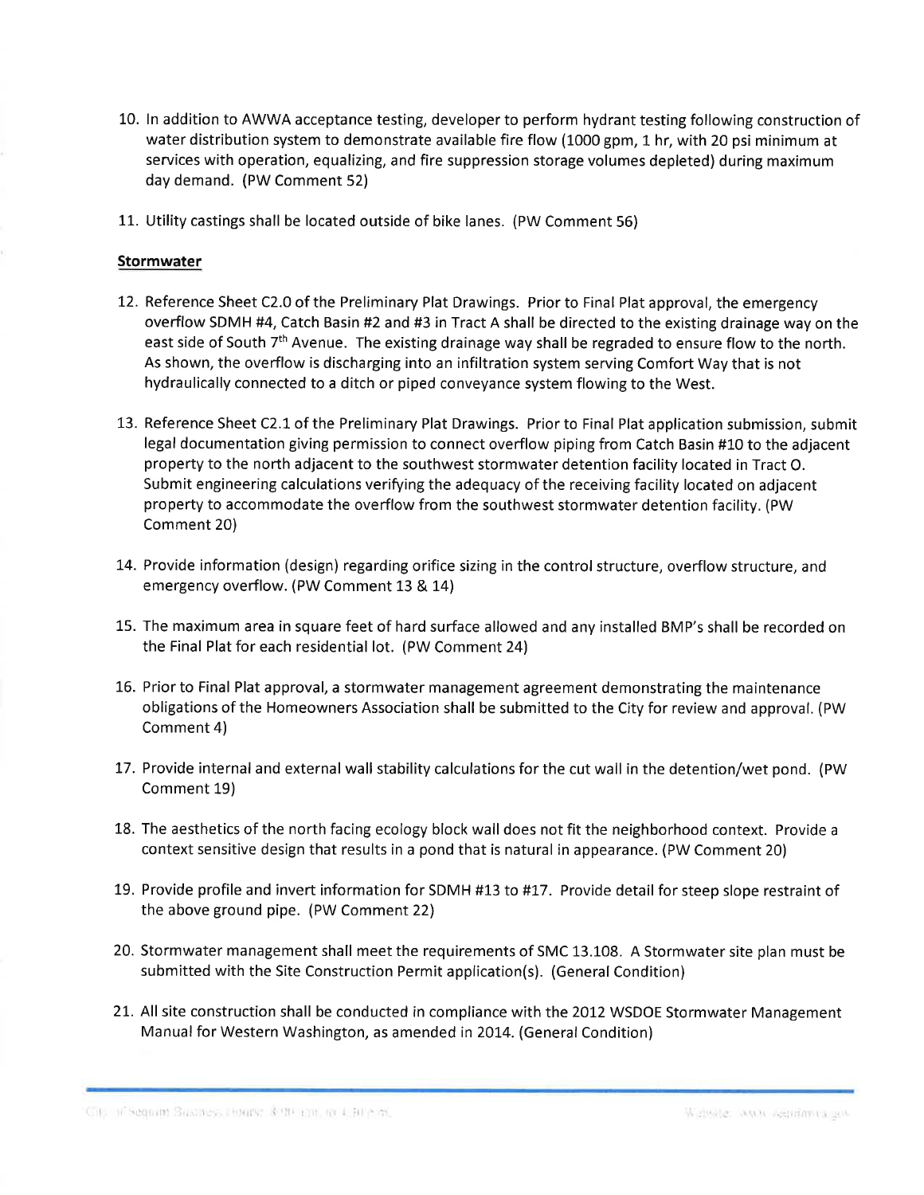10. In addition to AWWA acceptance testing, developer to perform hydrant testing following construction of water distribution system to demonstrate available fire flow (1000 gpm, 1 hr, with 20 psi minimum at services with operation, equalizing, and fire suppression storage volumes depleted) during maximum day demand. (PW Comment 52)

11. Utility castings shall be located outside of bike lanes. (PW Comment 56)

**Stormwater**

12. Reference Sheet C2.0 of the Preliminary Plat Drawings. Prior to Final Plat approval, the emergency overflow SDMH #4, Catch Basin #2 and #3 in Tract A shall be directed to the existing drainage way on the east side of South 7th Avenue. The existing drainage way shall be regraded to ensure flow to the north. As shown, the overflow is discharging into an infiltration system serving Comfort Way that is not hydraulically connected to a ditch or piped conveyance system flowing to the West.

13. Reference Sheet C2.1 of the Preliminary Plat Drawings. Prior to Final Plat application submission, submit legal documentation giving permission to connect overflow piping from Catch Basin #10 to the adjacent property to the north adjacent to the southwest stormwater detention facility located in Tract O. Submit engineering calculations verifying the adequacy of the receiving facility located on adjacent property to accommodate the overflow from the southwest stormwater detention facility. (PW Comment 20)

14. Provide information (design) regarding orifice sizing in the control structure, overflow structure, and emergency overflow. (PW Comment 13 & 14)

15. The maximum area in square feet of hard surface allowed and any installed BMP's shall be recorded on the Final Plat for each residential lot. (PW Comment 24)

16. Prior to Final Plat approval, a stormwater management agreement demonstrating the maintenance obligations of the Homeowners Association shall be submitted to the City for review and approval. (PW Comment 4)

17. Provide internal and external wall stability calculations for the cut wall in the detention/wet pond. (PW Comment 19)

18. The aesthetics of the north facing ecology block wall does not fit the neighborhood context. Provide a context sensitive design that results in a pond that is natural in appearance. (PW Comment 20)

19. Provide profile and invert information for SDMH #13 to #17. Provide detail for steep slope restraint of the above ground pipe. (PW Comment 22)

20. Stormwater management shall meet the requirements of SMC 13.108. A Stormwater site plan must be submitted with the Site Construction Permit application(s). (General Condition)

21. All site construction shall be conducted in compliance with the 2012 WSDOE Stormwater Management Manual for Western Washington, as amended in 2014. (General Condition)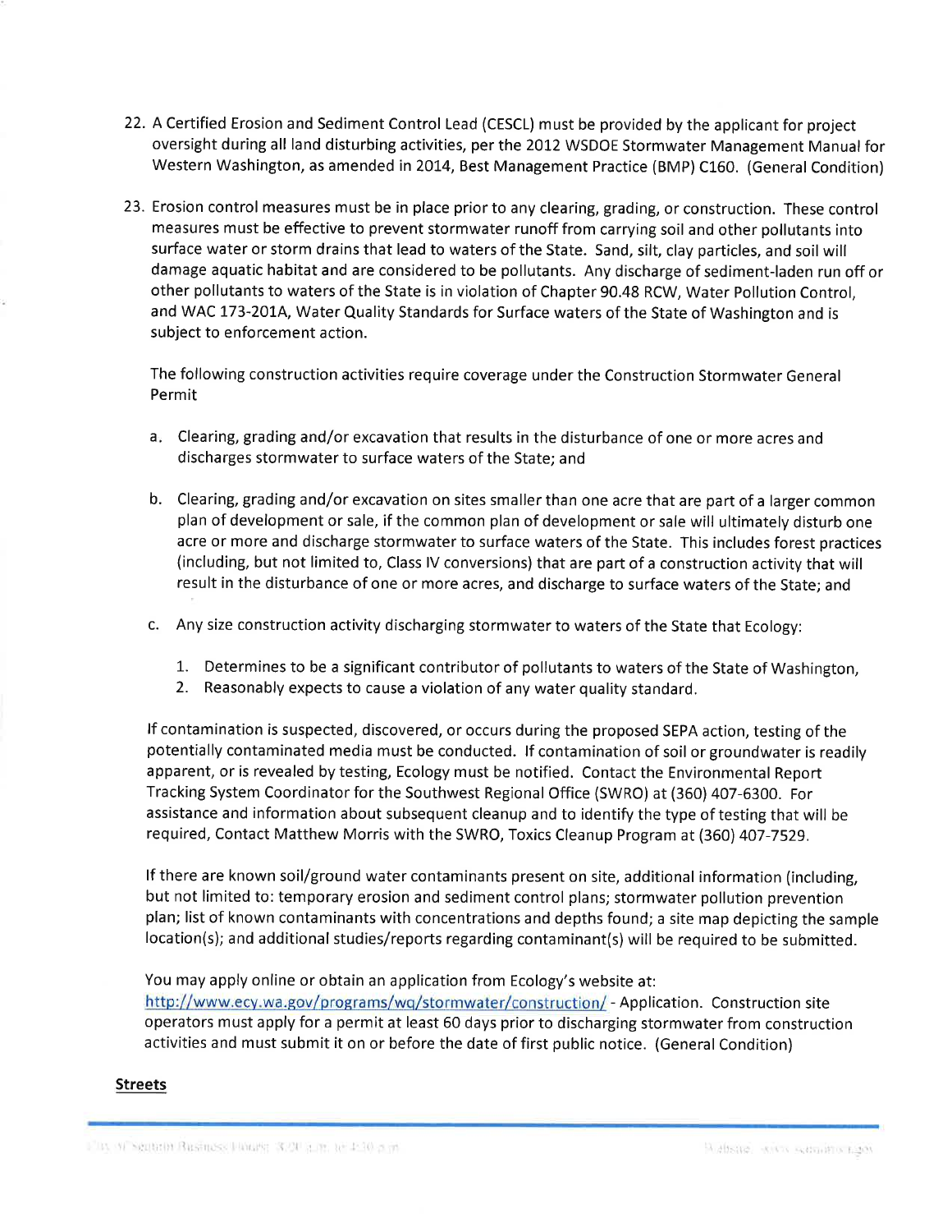22. A Certified Erosion and Sediment Control Lead (CESCL) must be provided by the applicant for project oversight during all land disturbing activities, per the 2012 WSDOE Stormwater Management Manual for Western Washington, as amended in 2014, Best Management Practice (BMP) C160. (General Condition)

23. Erosion control measures must be in place prior to any clearing, grading, or construction. These control measures must be effective to prevent stormwater runoff from carrying soil and other pollutants into surface water or storm drains that lead to waters of the State. Sand, silt, clay particles, and soil will damage aquatic habitat and are considered to be pollutants. Any discharge of sediment-laden run off or other pollutants to waters of the State is in violation of Chapter 90.48 RCW, Water Pollution Control, and WAC 173-201A, Water Quality Standards for Surface waters of the State of Washington and is subject to enforcement action.

    The following construction activities require coverage under the Construction Stormwater General Permit

    a. Clearing, grading and/or excavation that results in the disturbance of one or more acres and discharges stormwater to surface waters of the State; and

    b. Clearing, grading and/or excavation on sites smaller than one acre that are part of a larger common plan of development or sale, if the common plan of development or sale will ultimately disturb one acre or more and discharge stormwater to surface waters of the State. This includes forest practices (including, but not limited to, Class IV conversions) that are part of a construction activity that will result in the disturbance of one or more acres, and discharge to surface waters of the State; and

    c. Any size construction activity discharging stormwater to waters of the State that Ecology:

        1. Determines to be a significant contributor of pollutants to waters of the State of Washington,
        2. Reasonably expects to cause a violation of any water quality standard.

    If contamination is suspected, discovered, or occurs during the proposed SEPA action, testing of the potentially contaminated media must be conducted. If contamination of soil or groundwater is readily apparent, or is revealed by testing, Ecology must be notified. Contact the Environmental Report Tracking System Coordinator for the Southwest Regional Office (SWRO) at (360) 407-6300. For assistance and information about subsequent cleanup and to identify the type of testing that will be required, Contact Matthew Morris with the SWRO, Toxics Cleanup Program at (360) 407-7529.

    If there are known soil/ground water contaminants present on site, additional information (including, but not limited to: temporary erosion and sediment control plans; stormwater pollution prevention plan; list of known contaminants with concentrations and depths found; a site map depicting the sample location(s); and additional studies/reports regarding contaminant(s) will be required to be submitted.

    You may apply online or obtain an application from Ecology's website at: http://www.ecy.wa.gov/programs/wq/stormwater/construction/ - Application. Construction site operators must apply for a permit at least 60 days prior to discharging stormwater from construction activities and must submit it on or before the date of first public notice. (General Condition)

**Streets**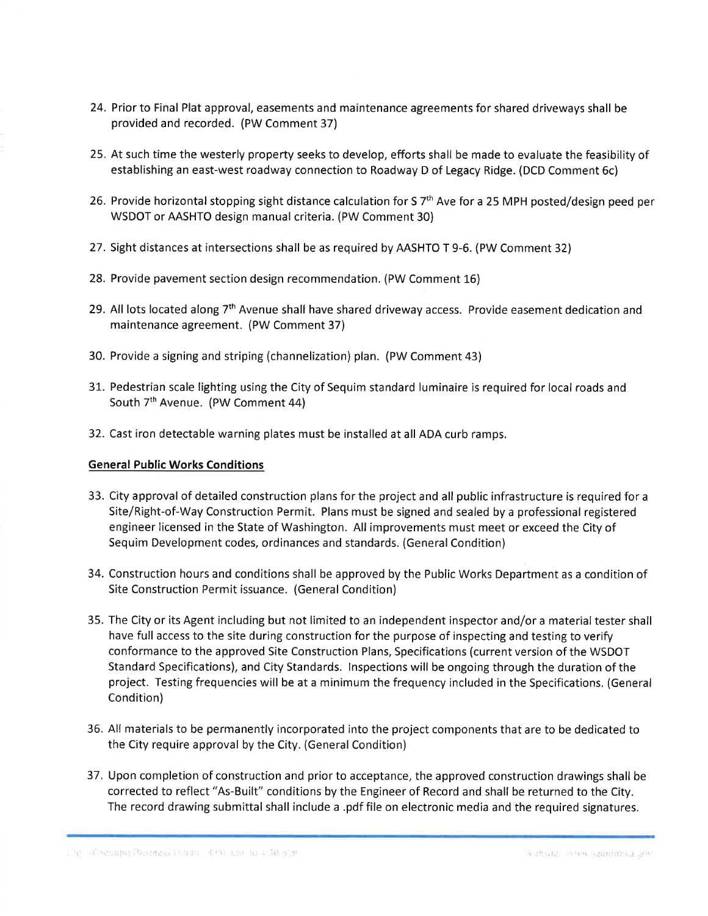24. Prior to Final Plat approval, easements and maintenance agreements for shared driveways shall be provided and recorded. (PW Comment 37)

25. At such time the westerly property seeks to develop, efforts shall be made to evaluate the feasibility of establishing an east-west roadway connection to Roadway D of Legacy Ridge. (DCD Comment 6c)

26. Provide horizontal stopping sight distance calculation for S 7th Ave for a 25 MPH posted/design peed per WSDOT or AASHTO design manual criteria. (PW Comment 30)

27. Sight distances at intersections shall be as required by AASHTO T 9-6. (PW Comment 32)

28. Provide pavement section design recommendation. (PW Comment 16)

29. All lots located along 7th Avenue shall have shared driveway access. Provide easement dedication and maintenance agreement. (PW Comment 37)

30. Provide a signing and striping (channelization) plan. (PW Comment 43)

31. Pedestrian scale lighting using the City of Sequim standard luminaire is required for local roads and South 7th Avenue. (PW Comment 44)

32. Cast iron detectable warning plates must be installed at all ADA curb ramps.

**General Public Works Conditions**

33. City approval of detailed construction plans for the project and all public infrastructure is required for a Site/Right-of-Way Construction Permit. Plans must be signed and sealed by a professional registered engineer licensed in the State of Washington. All improvements must meet or exceed the City of Sequim Development codes, ordinances and standards. (General Condition)

34. Construction hours and conditions shall be approved by the Public Works Department as a condition of Site Construction Permit issuance. (General Condition)

35. The City or its Agent including but not limited to an independent inspector and/or a material tester shall have full access to the site during construction for the purpose of inspecting and testing to verify conformance to the approved Site Construction Plans, Specifications (current version of the WSDOT Standard Specifications), and City Standards. Inspections will be ongoing through the duration of the project. Testing frequencies will be at a minimum the frequency included in the Specifications. (General Condition)

36. All materials to be permanently incorporated into the project components that are to be dedicated to the City require approval by the City. (General Condition)

37. Upon completion of construction and prior to acceptance, the approved construction drawings shall be corrected to reflect "As-Built" conditions by the Engineer of Record and shall be returned to the City. The record drawing submittal shall include a .pdf file on electronic media and the required signatures.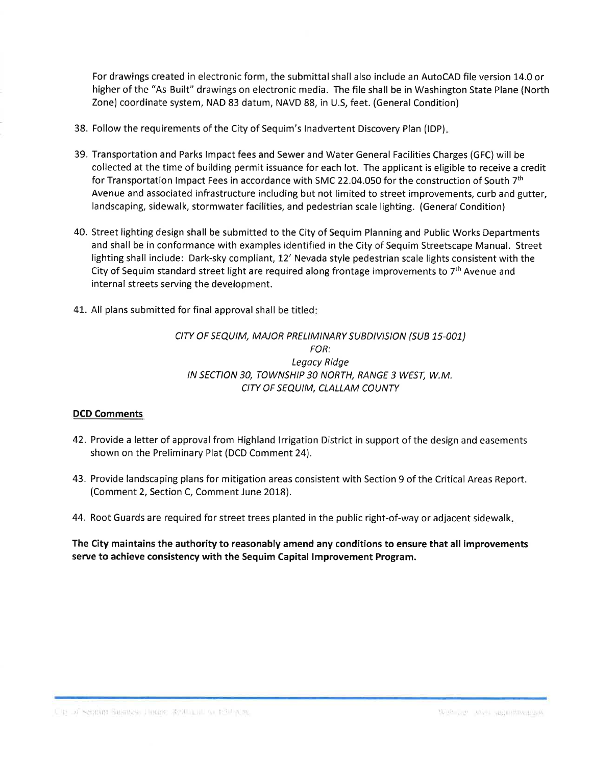For drawings created in electronic form, the submittal shall also include an AutoCAD file version 14.0 or higher of the "As-Built" drawings on electronic media. The file shall be in Washington State Plane (North Zone) coordinate system, NAD 83 datum, NAVD 88, in U.S, feet. (General Condition)

38. Follow the requirements of the City of Sequim's Inadvertent Discovery Plan (IDP).

39. Transportation and Parks Impact fees and Sewer and Water General Facilities Charges (GFC) will be collected at the time of building permit issuance for each lot. The applicant is eligible to receive a credit for Transportation Impact Fees in accordance with SMC 22.04.050 for the construction of South 7th Avenue and associated infrastructure including but not limited to street improvements, curb and gutter, landscaping, sidewalk, stormwater facilities, and pedestrian scale lighting. (General Condition)

40. Street lighting design shall be submitted to the City of Sequim Planning and Public Works Departments and shall be in conformance with examples identified in the City of Sequim Streetscape Manual. Street lighting shall include: Dark-sky compliant, 12' Nevada style pedestrian scale lights consistent with the City of Sequim standard street light are required along frontage improvements to 7th Avenue and internal streets serving the development.

41. All plans submitted for final approval shall be titled:

*CITY OF SEQUIM, MAJOR PRELIMINARY SUBDIVISION (SUB 15-001)*
*FOR:*
*Legacy Ridge*
*IN SECTION 30, TOWNSHIP 30 NORTH, RANGE 3 WEST, W.M.*
*CITY OF SEQUIM, CLALLAM COUNTY*

**DCD Comments**

42. Provide a letter of approval from Highland Irrigation District in support of the design and easements shown on the Preliminary Plat (DCD Comment 24).

43. Provide landscaping plans for mitigation areas consistent with Section 9 of the Critical Areas Report. (Comment 2, Section C, Comment June 2018).

44. Root Guards are required for street trees planted in the public right-of-way or adjacent sidewalk.

**The City maintains the authority to reasonably amend any conditions to ensure that all improvements serve to achieve consistency with the Sequim Capital Improvement Program.**